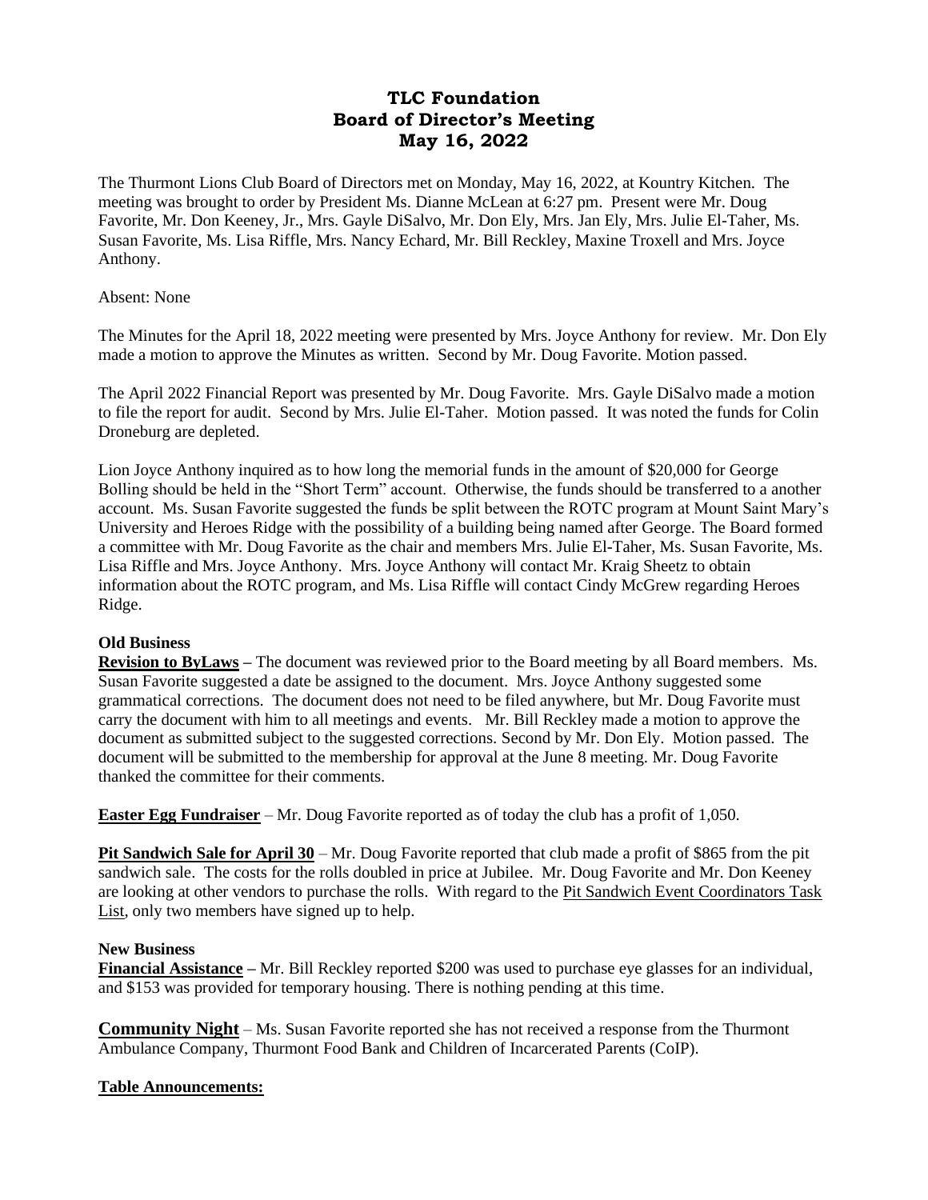# TLC Foundation
# Board of Director's Meeting
# May 16, 2022

The Thurmont Lions Club Board of Directors met on Monday, May 16, 2022, at Kountry Kitchen. The meeting was brought to order by President Ms. Dianne McLean at 6:27 pm. Present were Mr. Doug Favorite, Mr. Don Keeney, Jr., Mrs. Gayle DiSalvo, Mr. Don Ely, Mrs. Jan Ely, Mrs. Julie El-Taher, Ms. Susan Favorite, Ms. Lisa Riffle, Mrs. Nancy Echard, Mr. Bill Reckley, Maxine Troxell and Mrs. Joyce Anthony.

Absent: None

The Minutes for the April 18, 2022 meeting were presented by Mrs. Joyce Anthony for review. Mr. Don Ely made a motion to approve the Minutes as written. Second by Mr. Doug Favorite. Motion passed.

The April 2022 Financial Report was presented by Mr. Doug Favorite. Mrs. Gayle DiSalvo made a motion to file the report for audit. Second by Mrs. Julie El-Taher. Motion passed. It was noted the funds for Colin Droneburg are depleted.

Lion Joyce Anthony inquired as to how long the memorial funds in the amount of $20,000 for George Bolling should be held in the "Short Term" account. Otherwise, the funds should be transferred to a another account. Ms. Susan Favorite suggested the funds be split between the ROTC program at Mount Saint Mary's University and Heroes Ridge with the possibility of a building being named after George. The Board formed a committee with Mr. Doug Favorite as the chair and members Mrs. Julie El-Taher, Ms. Susan Favorite, Ms. Lisa Riffle and Mrs. Joyce Anthony. Mrs. Joyce Anthony will contact Mr. Kraig Sheetz to obtain information about the ROTC program, and Ms. Lisa Riffle will contact Cindy McGrew regarding Heroes Ridge.

**Old Business**

**Revision to ByLaws –** The document was reviewed prior to the Board meeting by all Board members. Ms. Susan Favorite suggested a date be assigned to the document. Mrs. Joyce Anthony suggested some grammatical corrections. The document does not need to be filed anywhere, but Mr. Doug Favorite must carry the document with him to all meetings and events. Mr. Bill Reckley made a motion to approve the document as submitted subject to the suggested corrections. Second by Mr. Don Ely. Motion passed. The document will be submitted to the membership for approval at the June 8 meeting. Mr. Doug Favorite thanked the committee for their comments.

**Easter Egg Fundraiser** – Mr. Doug Favorite reported as of today the club has a profit of 1,050.

**Pit Sandwich Sale for April 30** – Mr. Doug Favorite reported that club made a profit of $865 from the pit sandwich sale. The costs for the rolls doubled in price at Jubilee. Mr. Doug Favorite and Mr. Don Keeney are looking at other vendors to purchase the rolls. With regard to the Pit Sandwich Event Coordinators Task List, only two members have signed up to help.

**New Business**

**Financial Assistance –** Mr. Bill Reckley reported $200 was used to purchase eye glasses for an individual, and $153 was provided for temporary housing. There is nothing pending at this time.

**Community Night** – Ms. Susan Favorite reported she has not received a response from the Thurmont Ambulance Company, Thurmont Food Bank and Children of Incarcerated Parents (CoIP).

**Table Announcements:**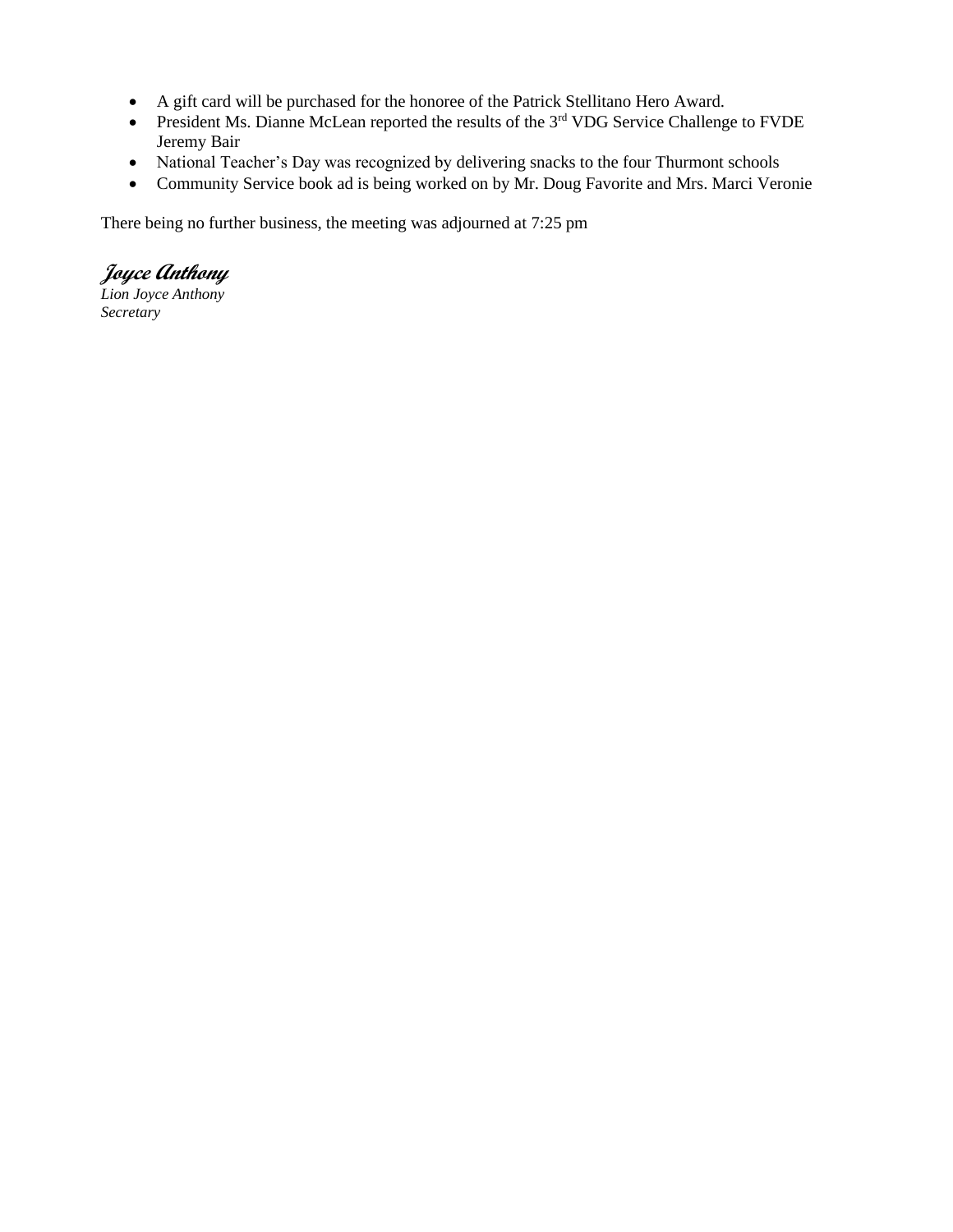- A gift card will be purchased for the honoree of the Patrick Stellitano Hero Award.
- President Ms. Dianne McLean reported the results of the 3rd VDG Service Challenge to FVDE Jeremy Bair
- National Teacher's Day was recognized by delivering snacks to the four Thurmont schools
- Community Service book ad is being worked on by Mr. Doug Favorite and Mrs. Marci Veronie

There being no further business, the meeting was adjourned at 7:25 pm

*Joyce Anthony*
*Lion Joyce Anthony*
*Secretary*